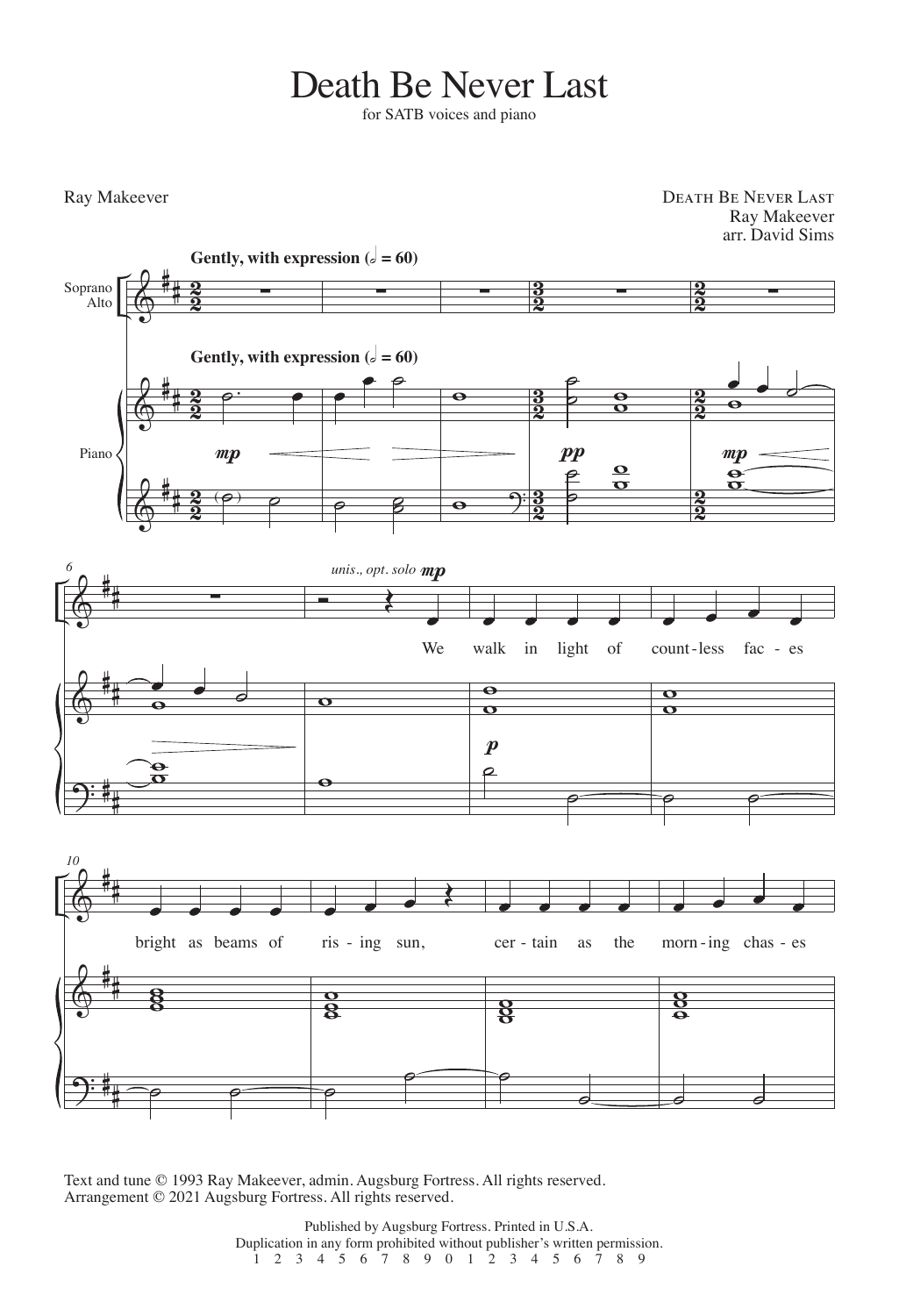# Death Be Never Last

for SATB voices and piano

Ray Makeever

DEATH BE NEVER LAST
Ray Makeever
arr. David Sims

**Gently, with expression** (𝅗𝅥 = 60)

*unis., opt. solo* **mp**

We walk in light of count - less fac - es bright as beams of ris - ing sun, cer - tain as the morn - ing chas - es

Text and tune © 1993 Ray Makeever, admin. Augsburg Fortress. All rights reserved.
Arrangement © 2021 Augsburg Fortress. All rights reserved.

Published by Augsburg Fortress. Printed in U.S.A.
Duplication in any form prohibited without publisher's written permission.
1 2 3 4 5 6 7 8 9 0 1 2 3 4 5 6 7 8 9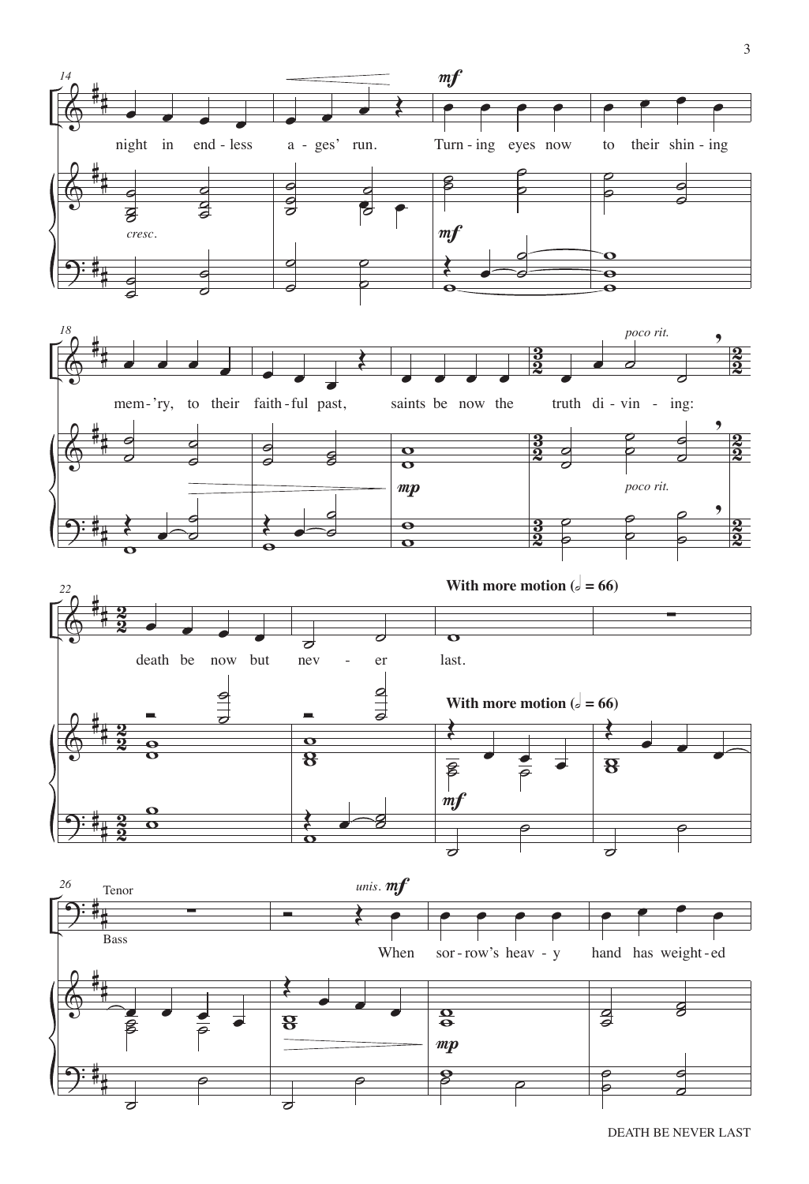night in end - less a - ges' run. Turn - ing eyes now to their shin - ing

*mf*

*cresc.*

*mf*

mem - 'ry, to their faith - ful past, saints be now the truth di - vin - ing:

*poco rit.*

*mp*

*poco rit.*

death be now but nev - er last.

**With more motion (𝅗𝅥 = 66)**

**With more motion (𝅗𝅥 = 66)**

*mf*

Tenor

Bass

*unis.* *mf*

When sor - row's heav - y hand has weight - ed

*mp*

DEATH BE NEVER LAST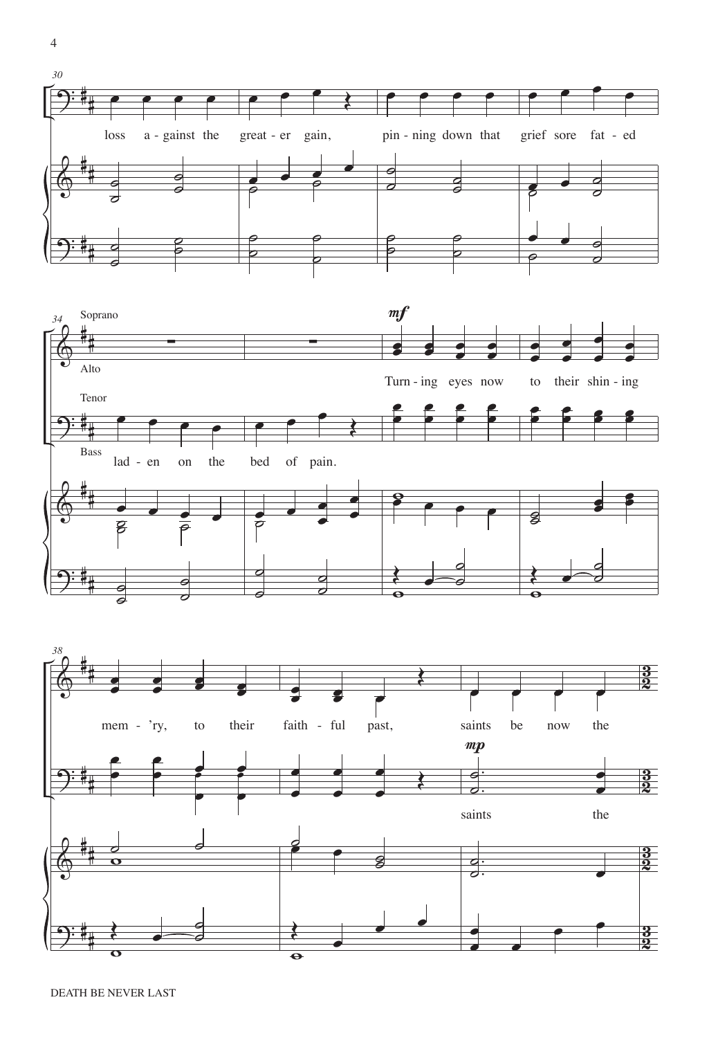loss a - gainst the great - er gain, pin - ning down that grief sore fat - ed

Soprano

Alto

Tenor

Bass

lad - en on the bed of pain.

*mf*

Turn - ing eyes now to their shin - ing

mem - 'ry, to their faith - ful past,

*mp*

saints be now the

saints the